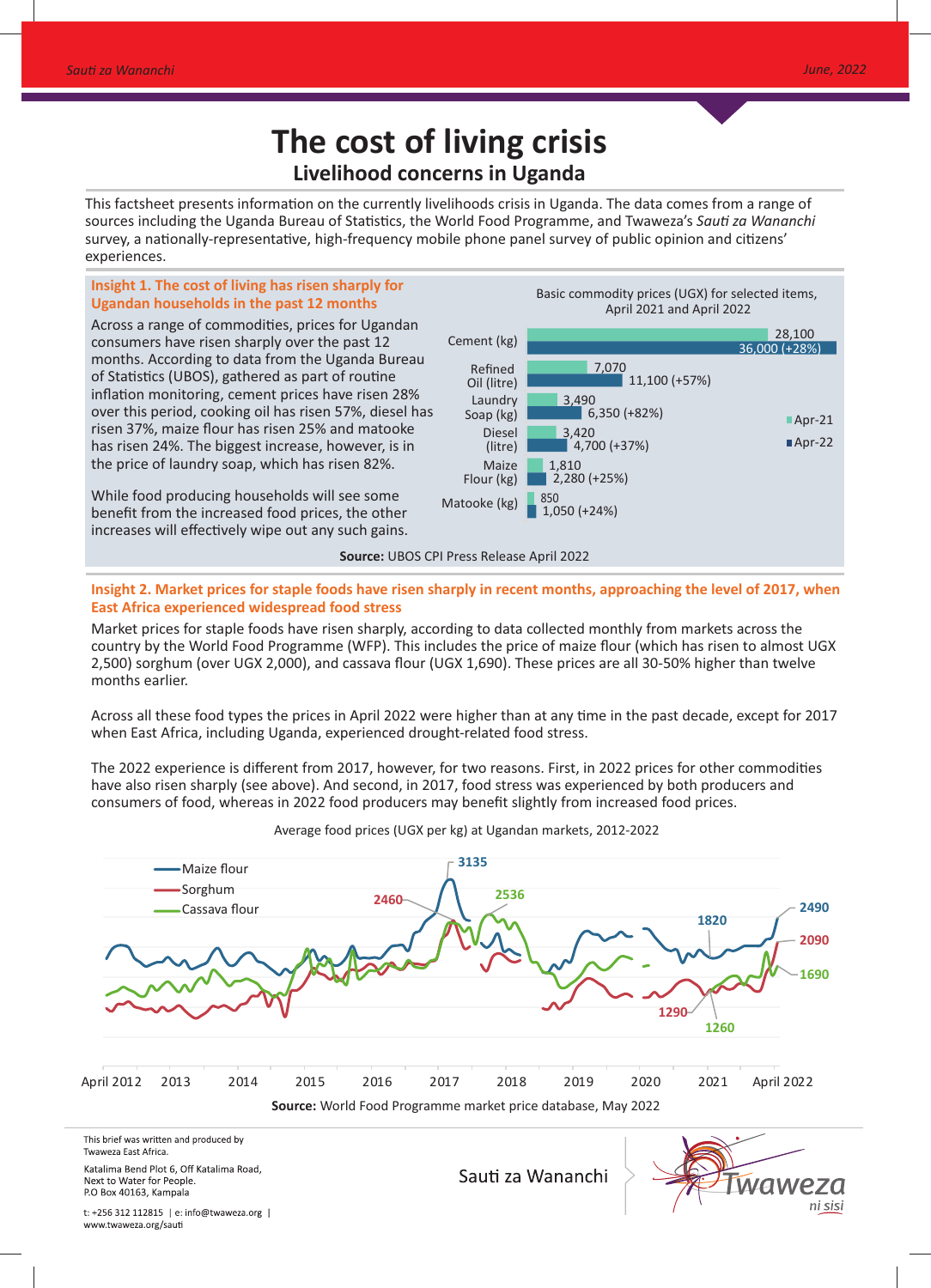# The cost of living crisis

## Livelihood concerns in Uganda

This factsheet presents information on the currently livelihoods crisis in Uganda. The data comes from a range of sources including the Uganda Bureau of Statistics, the World Food Programme, and Twaweza's *Sauti za Wananchi* survey, a nationally-representative, high-frequency mobile phone panel survey of public opinion and citizens' experiences.

### Insight 1. The cost of living has risen sharply for Ugandan households in the past 12 months

Across a range of commodities, prices for Ugandan consumers have risen sharply over the past 12 months. According to data from the Uganda Bureau of Statistics (UBOS), gathered as part of routine inflation monitoring, cement prices have risen 28% over this period, cooking oil has risen 57%, diesel has risen 37%, maize flour has risen 25% and matooke has risen 24%. The biggest increase, however, is in the price of laundry soap, which has risen 82%.

While food producing households will see some benefit from the increased food prices, the other increases will effectively wipe out any such gains.

Basic commodity prices (UGX) for selected items, April 2021 and April 2022

| Item | Apr-21 | Apr-22 |
|---|---|---|
| Cement (kg) | 28,100 | 36,000 (+28%) |
| Refined Oil (litre) | 7,070 | 11,100 (+57%) |
| Laundry Soap (kg) | 3,490 | 6,350 (+82%) |
| Diesel (litre) | 3,420 | 4,700 (+37%) |
| Maize Flour (kg) | 1,810 | 2,280 (+25%) |
| Matooke (kg) | 850 | 1,050 (+24%) |

**Source:** UBOS CPI Press Release April 2022

### Insight 2. Market prices for staple foods have risen sharply in recent months, approaching the level of 2017, when East Africa experienced widespread food stress

Market prices for staple foods have risen sharply, according to data collected monthly from markets across the country by the World Food Programme (WFP). This includes the price of maize flour (which has risen to almost UGX 2,500) sorghum (over UGX 2,000), and cassava flour (UGX 1,690). These prices are all 30-50% higher than twelve months earlier.

Across all these food types the prices in April 2022 were higher than at any time in the past decade, except for 2017 when East Africa, including Uganda, experienced drought-related food stress.

The 2022 experience is different from 2017, however, for two reasons. First, in 2022 prices for other commodities have also risen sharply (see above). And second, in 2017, food stress was experienced by both producers and consumers of food, whereas in 2022 food producers may benefit slightly from increased food prices.

Average food prices (UGX per kg) at Ugandan markets, 2012-2022

Legend: Maize flour, Sorghum, Cassava flour. Labelled values: Maize flour 3135 (2017), 1820 (2020/21), 2490 (April 2022); Sorghum 2460 (2017), 1290 (2020/21), 2090 (April 2022); Cassava flour 2536 (2017), 1260 (2021), 1690 (April 2022). X-axis: April 2012, 2013, 2014, 2015, 2016, 2017, 2018, 2019, 2020, 2021, April 2022.

**Source:** World Food Programme market price database, May 2022

This brief was written and produced by Twaweza East Africa.

Katalima Bend Plot 6, Off Katalima Road, Next to Water for People. P.O Box 40163, Kampala

t: +256 312 112815 | e: info@twaweza.org | www.twaweza.org/sauti

Sauti za Wananchi

Twaweza ni sisi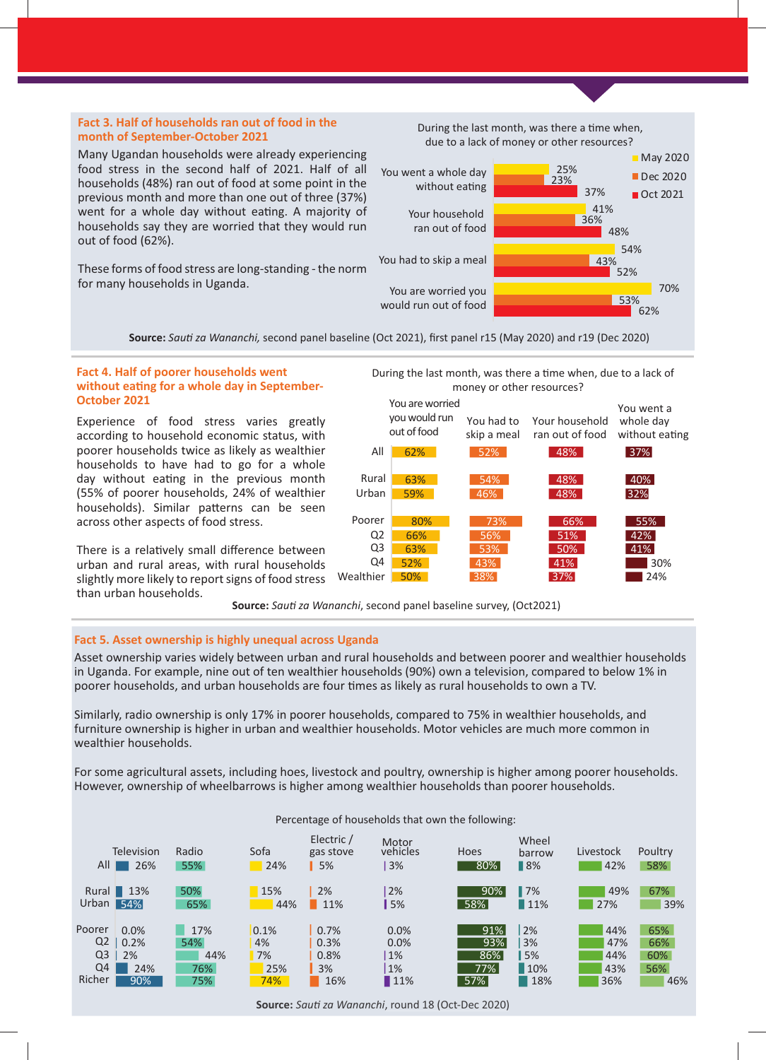### Fact 3. Half of households ran out of food in the month of September-October 2021

Many Ugandan households were already experiencing food stress in the second half of 2021. Half of all households (48%) ran out of food at some point in the previous month and more than one out of three (37%) went for a whole day without eating. A majority of households say they are worried that they would run out of food (62%).

These forms of food stress are long-standing - the norm for many households in Uganda.

During the last month, was there a time when, due to a lack of money or other resources?

May 2020
Dec 2020
Oct 2021

You went a whole day without eating: 25%, 23%, 37%
Your household ran out of food: 41%, 36%, 48%
You had to skip a meal: 54%, 43%, 52%
You are worried you would run out of food: 70%, 53%, 62%

**Source:** *Sauti za Wananchi,* second panel baseline (Oct 2021), first panel r15 (May 2020) and r19 (Dec 2020)

### Fact 4. Half of poorer households went without eating for a whole day in September-October 2021

Experience of food stress varies greatly according to household economic status, with poorer households twice as likely as wealthier households to have had to go for a whole day without eating in the previous month (55% of poorer households, 24% of wealthier households). Similar patterns can be seen across other aspects of food stress.

There is a relatively small difference between urban and rural areas, with rural households slightly more likely to report signs of food stress than urban households.

During the last month, was there a time when, due to a lack of money or other resources?

You are worried you would run out of food | You had to skip a meal | Your household ran out of food | You went a whole day without eating

All: 62% | 52% | 48% | 37%
Rural: 63% | 54% | 48% | 40%
Urban: 59% | 46% | 48% | 32%
Poorer: 80% | 73% | 66% | 55%
Q2: 66% | 56% | 51% | 42%
Q3: 63% | 53% | 50% | 41%
Q4: 52% | 43% | 41% | 30%
Wealthier: 50% | 38% | 37% | 24%

**Source:** *Sauti za Wananchi*, second panel baseline survey, (Oct2021)

### Fact 5. Asset ownership is highly unequal across Uganda

Asset ownership varies widely between urban and rural households and between poorer and wealthier households in Uganda. For example, nine out of ten wealthier households (90%) own a television, compared to below 1% in poorer households, and urban households are four times as likely as rural households to own a TV.

Similarly, radio ownership is only 17% in poorer households, compared to 75% in wealthier households, and furniture ownership is higher in urban and wealthier households. Motor vehicles are much more common in wealthier households.

For some agricultural assets, including hoes, livestock and poultry, ownership is higher among poorer households. However, ownership of wheelbarrows is higher among wealthier households than poorer households.

Percentage of households that own the following:

Television | Radio | Sofa | Electric / gas stove | Motor vehicles | Hoes | Wheel barrow | Livestock | Poultry

All: 26% | 55% | 24% | 5% | 3% | 80% | 8% | 42% | 58%
Rural: 13% | 50% | 15% | 2% | 2% | 90% | 7% | 49% | 67%
Urban: 54% | 65% | 44% | 11% | 5% | 58% | 11% | 27% | 39%
Poorer: 0.0% | 17% | 0.1% | 0.7% | 0.0% | 91% | 2% | 44% | 65%
Q2: 0.2% | 54% | 4% | 0.3% | 0.0% | 93% | 3% | 47% | 66%
Q3: 2% | 44% | 7% | 0.8% | 1% | 86% | 5% | 44% | 60%
Q4: 24% | 76% | 25% | 3% | 1% | 77% | 10% | 43% | 56%
Richer: 90% | 75% | 74% | 16% | 11% | 57% | 18% | 36% | 46%

**Source:** *Sauti za Wananchi*, round 18 (Oct-Dec 2020)